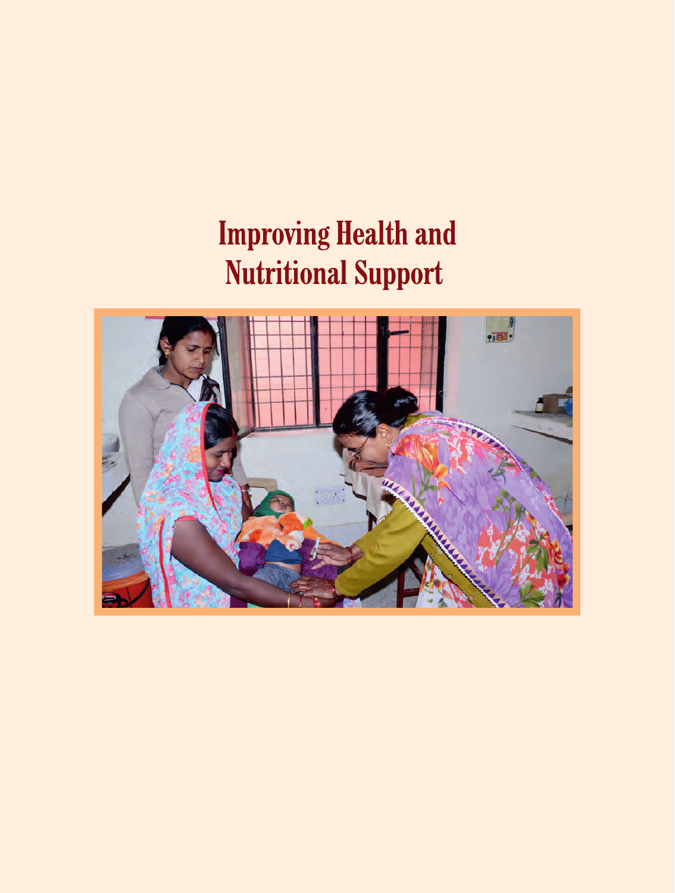# Improving Health and Nutritional Support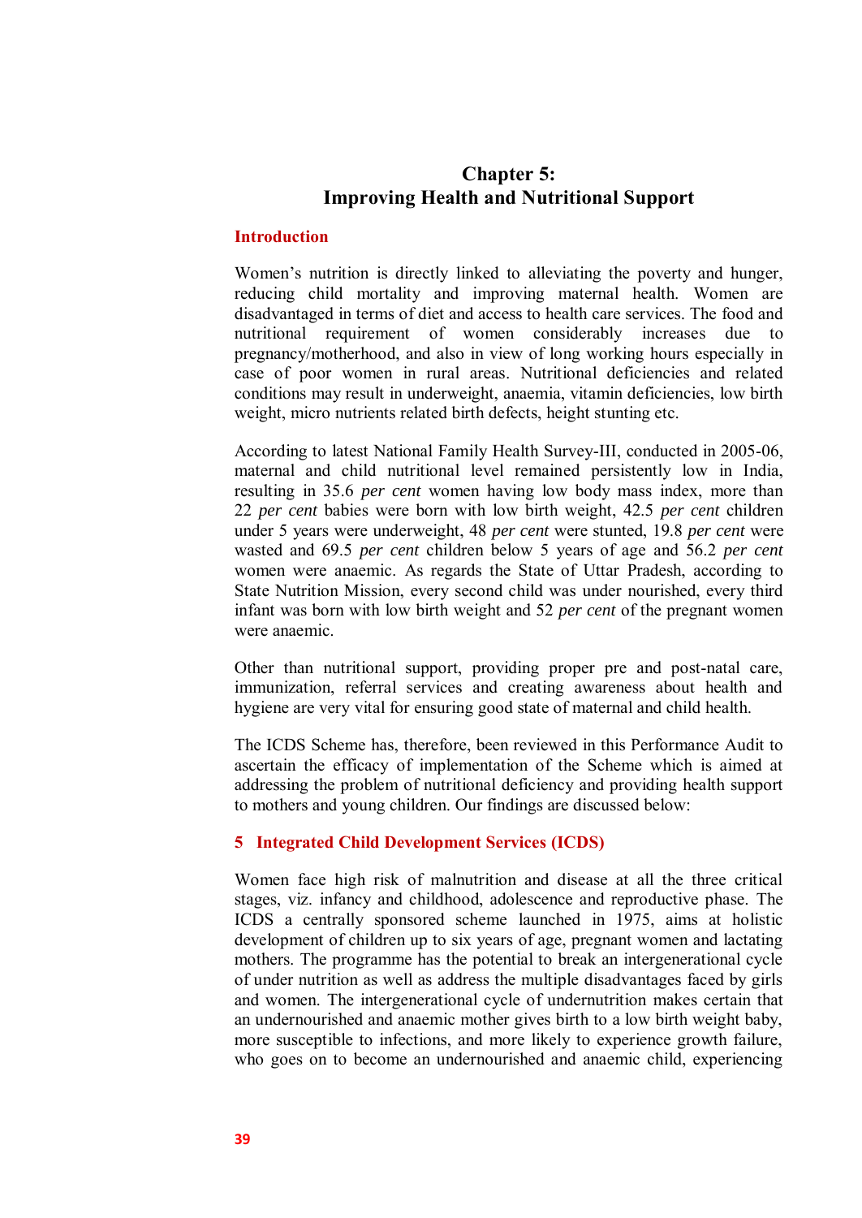# Chapter 5:
# Improving Health and Nutritional Support

## Introduction

Women's nutrition is directly linked to alleviating the poverty and hunger, reducing child mortality and improving maternal health. Women are disadvantaged in terms of diet and access to health care services. The food and nutritional requirement of women considerably increases due to pregnancy/motherhood, and also in view of long working hours especially in case of poor women in rural areas. Nutritional deficiencies and related conditions may result in underweight, anaemia, vitamin deficiencies, low birth weight, micro nutrients related birth defects, height stunting etc.

According to latest National Family Health Survey-III, conducted in 2005-06, maternal and child nutritional level remained persistently low in India, resulting in 35.6 *per cent* women having low body mass index, more than 22 *per cent* babies were born with low birth weight, 42.5 *per cent* children under 5 years were underweight, 48 *per cent* were stunted, 19.8 *per cent* were wasted and 69.5 *per cent* children below 5 years of age and 56.2 *per cent* women were anaemic. As regards the State of Uttar Pradesh, according to State Nutrition Mission, every second child was under nourished, every third infant was born with low birth weight and 52 *per cent* of the pregnant women were anaemic.

Other than nutritional support, providing proper pre and post-natal care, immunization, referral services and creating awareness about health and hygiene are very vital for ensuring good state of maternal and child health.

The ICDS Scheme has, therefore, been reviewed in this Performance Audit to ascertain the efficacy of implementation of the Scheme which is aimed at addressing the problem of nutritional deficiency and providing health support to mothers and young children. Our findings are discussed below:

## 5 Integrated Child Development Services (ICDS)

Women face high risk of malnutrition and disease at all the three critical stages, viz. infancy and childhood, adolescence and reproductive phase. The ICDS a centrally sponsored scheme launched in 1975, aims at holistic development of children up to six years of age, pregnant women and lactating mothers. The programme has the potential to break an intergenerational cycle of under nutrition as well as address the multiple disadvantages faced by girls and women. The intergenerational cycle of undernutrition makes certain that an undernourished and anaemic mother gives birth to a low birth weight baby, more susceptible to infections, and more likely to experience growth failure, who goes on to become an undernourished and anaemic child, experiencing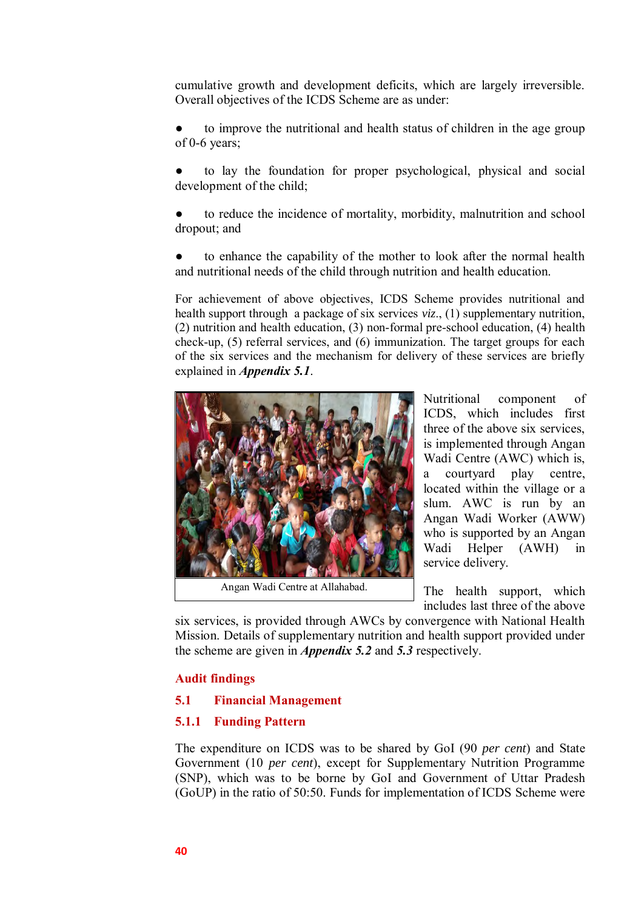cumulative growth and development deficits, which are largely irreversible. Overall objectives of the ICDS Scheme are as under:

- to improve the nutritional and health status of children in the age group of 0-6 years;
- to lay the foundation for proper psychological, physical and social development of the child;
- to reduce the incidence of mortality, morbidity, malnutrition and school dropout; and
- to enhance the capability of the mother to look after the normal health and nutritional needs of the child through nutrition and health education.

For achievement of above objectives, ICDS Scheme provides nutritional and health support through a package of six services *viz*., (1) supplementary nutrition, (2) nutrition and health education, (3) non-formal pre-school education, (4) health check-up, (5) referral services, and (6) immunization. The target groups for each of the six services and the mechanism for delivery of these services are briefly explained in ***Appendix 5.1***.

Angan Wadi Centre at Allahabad.

Nutritional component of ICDS, which includes first three of the above six services, is implemented through Angan Wadi Centre (AWC) which is, a courtyard play centre, located within the village or a slum. AWC is run by an Angan Wadi Worker (AWW) who is supported by an Angan Wadi Helper (AWH) in service delivery.

The health support, which includes last three of the above six services, is provided through AWCs by convergence with National Health Mission. Details of supplementary nutrition and health support provided under the scheme are given in ***Appendix 5.2*** and ***5.3*** respectively.

## Audit findings

### 5.1 Financial Management

#### 5.1.1 Funding Pattern

The expenditure on ICDS was to be shared by GoI (90 *per cent*) and State Government (10 *per cent*), except for Supplementary Nutrition Programme (SNP), which was to be borne by GoI and Government of Uttar Pradesh (GoUP) in the ratio of 50:50. Funds for implementation of ICDS Scheme were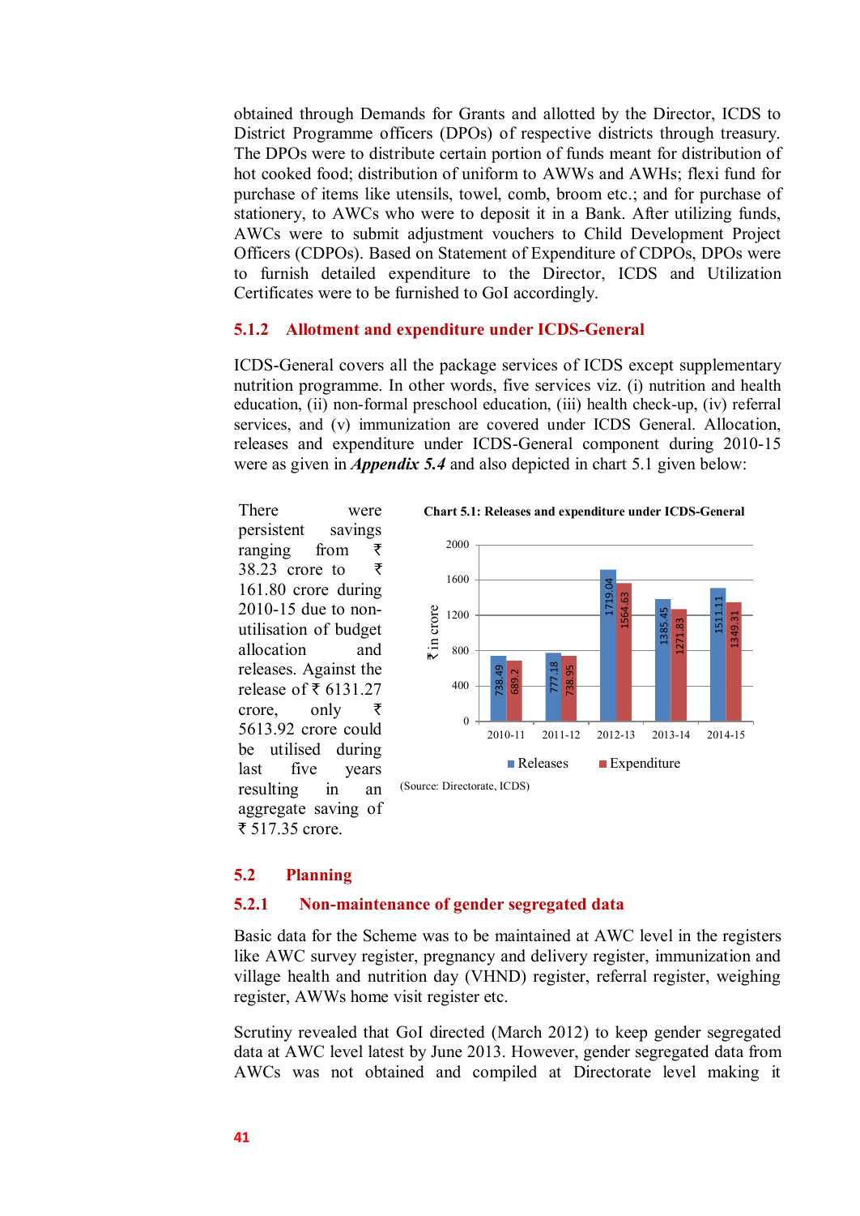obtained through Demands for Grants and allotted by the Director, ICDS to District Programme officers (DPOs) of respective districts through treasury. The DPOs were to distribute certain portion of funds meant for distribution of hot cooked food; distribution of uniform to AWWs and AWHs; flexi fund for purchase of items like utensils, towel, comb, broom etc.; and for purchase of stationery, to AWCs who were to deposit it in a Bank. After utilizing funds, AWCs were to submit adjustment vouchers to Child Development Project Officers (CDPOs). Based on Statement of Expenditure of CDPOs, DPOs were to furnish detailed expenditure to the Director, ICDS and Utilization Certificates were to be furnished to GoI accordingly.

### 5.1.2 Allotment and expenditure under ICDS-General

ICDS-General covers all the package services of ICDS except supplementary nutrition programme. In other words, five services viz. (i) nutrition and health education, (ii) non-formal preschool education, (iii) health check-up, (iv) referral services, and (v) immunization are covered under ICDS General. Allocation, releases and expenditure under ICDS-General component during 2010-15 were as given in ***Appendix 5.4*** and also depicted in chart 5.1 given below:

There were persistent savings ranging from ₹ 38.23 crore to ₹ 161.80 crore during 2010-15 due to non-utilisation of budget allocation and releases. Against the release of ₹ 6131.27 crore, only ₹ 5613.92 crore could be utilised during last five years resulting in an aggregate saving of ₹ 517.35 crore.

**Chart 5.1: Releases and expenditure under ICDS-General**

| Year | Releases (₹ in crore) | Expenditure (₹ in crore) |
|---|---|---|
| 2010-11 | 738.49 | 689.2 |
| 2011-12 | 777.18 | 738.95 |
| 2012-13 | 1719.04 | 1564.63 |
| 2013-14 | 1385.45 | 1271.83 |
| 2014-15 | 1511.11 | 1349.31 |

(Source: Directorate, ICDS)

## 5.2 Planning

### 5.2.1 Non-maintenance of gender segregated data

Basic data for the Scheme was to be maintained at AWC level in the registers like AWC survey register, pregnancy and delivery register, immunization and village health and nutrition day (VHND) register, referral register, weighing register, AWWs home visit register etc.

Scrutiny revealed that GoI directed (March 2012) to keep gender segregated data at AWC level latest by June 2013. However, gender segregated data from AWCs was not obtained and compiled at Directorate level making it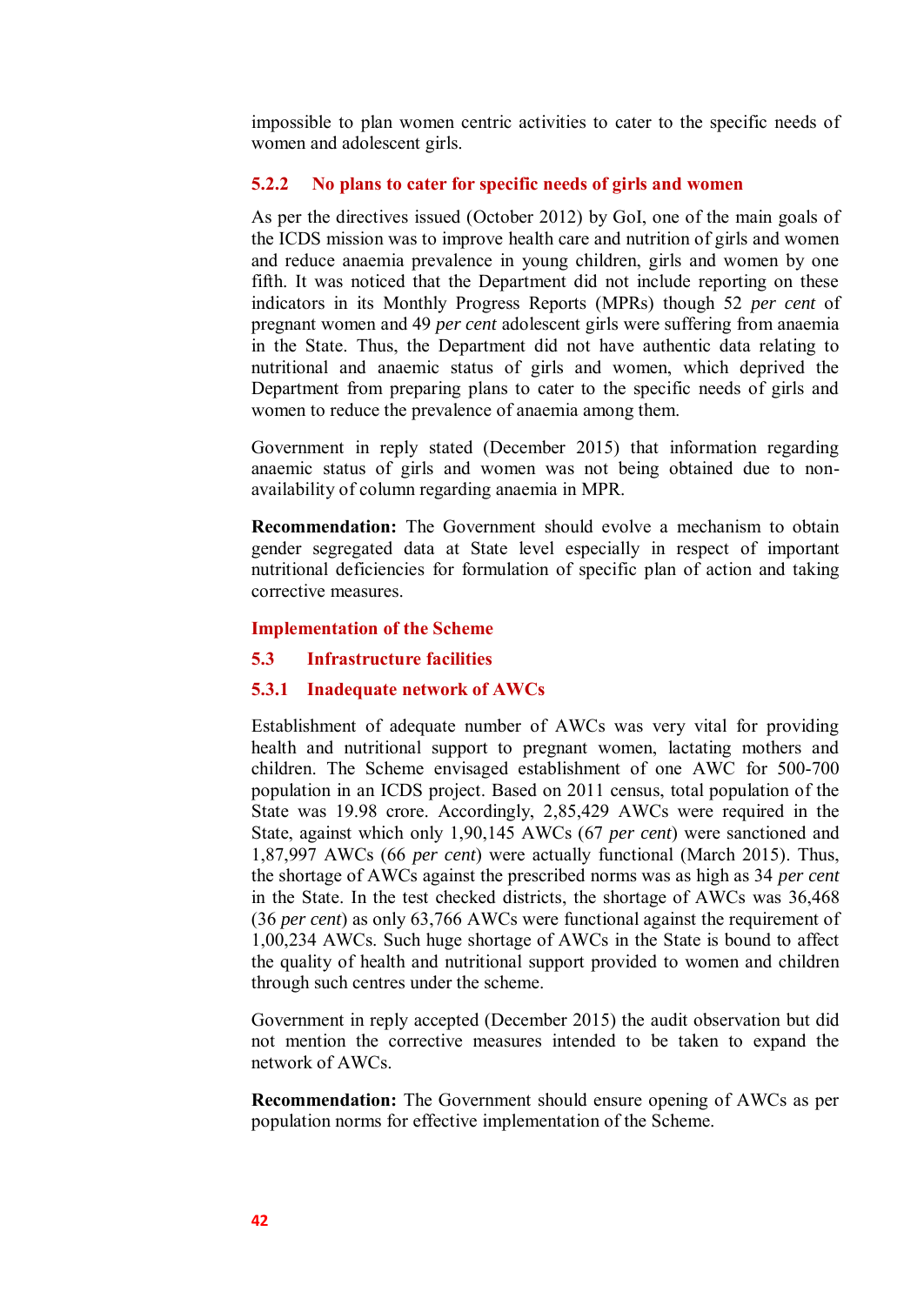impossible to plan women centric activities to cater to the specific needs of women and adolescent girls.

### 5.2.2 No plans to cater for specific needs of girls and women

As per the directives issued (October 2012) by GoI, one of the main goals of the ICDS mission was to improve health care and nutrition of girls and women and reduce anaemia prevalence in young children, girls and women by one fifth. It was noticed that the Department did not include reporting on these indicators in its Monthly Progress Reports (MPRs) though 52 *per cent* of pregnant women and 49 *per cent* adolescent girls were suffering from anaemia in the State. Thus, the Department did not have authentic data relating to nutritional and anaemic status of girls and women, which deprived the Department from preparing plans to cater to the specific needs of girls and women to reduce the prevalence of anaemia among them.

Government in reply stated (December 2015) that information regarding anaemic status of girls and women was not being obtained due to non-availability of column regarding anaemia in MPR.

**Recommendation:** The Government should evolve a mechanism to obtain gender segregated data at State level especially in respect of important nutritional deficiencies for formulation of specific plan of action and taking corrective measures.

## Implementation of the Scheme

### 5.3 Infrastructure facilities

### 5.3.1 Inadequate network of AWCs

Establishment of adequate number of AWCs was very vital for providing health and nutritional support to pregnant women, lactating mothers and children. The Scheme envisaged establishment of one AWC for 500-700 population in an ICDS project. Based on 2011 census, total population of the State was 19.98 crore. Accordingly, 2,85,429 AWCs were required in the State, against which only 1,90,145 AWCs (67 *per cent*) were sanctioned and 1,87,997 AWCs (66 *per cent*) were actually functional (March 2015). Thus, the shortage of AWCs against the prescribed norms was as high as 34 *per cent* in the State. In the test checked districts, the shortage of AWCs was 36,468 (36 *per cent*) as only 63,766 AWCs were functional against the requirement of 1,00,234 AWCs. Such huge shortage of AWCs in the State is bound to affect the quality of health and nutritional support provided to women and children through such centres under the scheme.

Government in reply accepted (December 2015) the audit observation but did not mention the corrective measures intended to be taken to expand the network of AWCs.

**Recommendation:** The Government should ensure opening of AWCs as per population norms for effective implementation of the Scheme.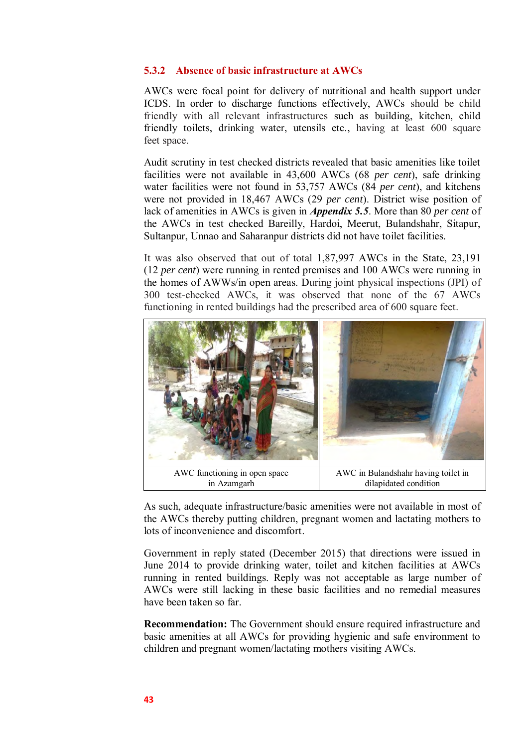### 5.3.2 Absence of basic infrastructure at AWCs

AWCs were focal point for delivery of nutritional and health support under ICDS. In order to discharge functions effectively, AWCs should be child friendly with all relevant infrastructures such as building, kitchen, child friendly toilets, drinking water, utensils etc., having at least 600 square feet space.

Audit scrutiny in test checked districts revealed that basic amenities like toilet facilities were not available in 43,600 AWCs (68 *per cent*), safe drinking water facilities were not found in 53,757 AWCs (84 *per cent*), and kitchens were not provided in 18,467 AWCs (29 *per cent*). District wise position of lack of amenities in AWCs is given in ***Appendix 5.5***. More than 80 *per cent* of the AWCs in test checked Bareilly, Hardoi, Meerut, Bulandshahr, Sitapur, Sultanpur, Unnao and Saharanpur districts did not have toilet facilities.

It was also observed that out of total 1,87,997 AWCs in the State, 23,191 (12 *per cent*) were running in rented premises and 100 AWCs were running in the homes of AWWs/in open areas. During joint physical inspections (JPI) of 300 test-checked AWCs, it was observed that none of the 67 AWCs functioning in rented buildings had the prescribed area of 600 square feet.

| AWC functioning in open space in Azamgarh | AWC in Bulandshahr having toilet in dilapidated condition |
|---|---|

As such, adequate infrastructure/basic amenities were not available in most of the AWCs thereby putting children, pregnant women and lactating mothers to lots of inconvenience and discomfort.

Government in reply stated (December 2015) that directions were issued in June 2014 to provide drinking water, toilet and kitchen facilities at AWCs running in rented buildings. Reply was not acceptable as large number of AWCs were still lacking in these basic facilities and no remedial measures have been taken so far.

**Recommendation:** The Government should ensure required infrastructure and basic amenities at all AWCs for providing hygienic and safe environment to children and pregnant women/lactating mothers visiting AWCs.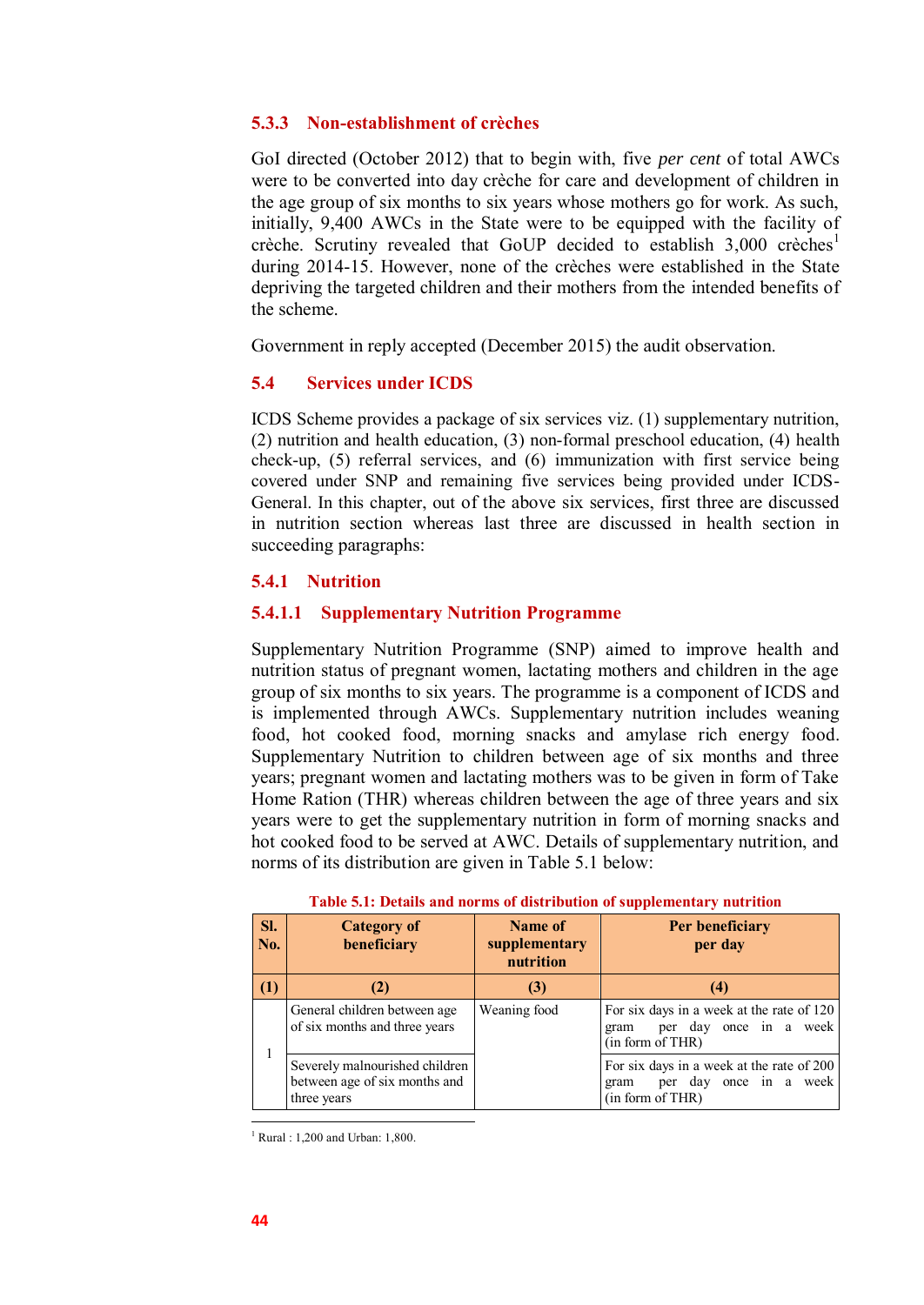### 5.3.3 Non-establishment of crèches

GoI directed (October 2012) that to begin with, five *per cent* of total AWCs were to be converted into day crèche for care and development of children in the age group of six months to six years whose mothers go for work. As such, initially, 9,400 AWCs in the State were to be equipped with the facility of crèche. Scrutiny revealed that GoUP decided to establish 3,000 crèches[1] during 2014-15. However, none of the crèches were established in the State depriving the targeted children and their mothers from the intended benefits of the scheme.

Government in reply accepted (December 2015) the audit observation.

## 5.4 Services under ICDS

ICDS Scheme provides a package of six services viz. (1) supplementary nutrition, (2) nutrition and health education, (3) non-formal preschool education, (4) health check-up, (5) referral services, and (6) immunization with first service being covered under SNP and remaining five services being provided under ICDS-General. In this chapter, out of the above six services, first three are discussed in nutrition section whereas last three are discussed in health section in succeeding paragraphs:

### 5.4.1 Nutrition

#### 5.4.1.1 Supplementary Nutrition Programme

Supplementary Nutrition Programme (SNP) aimed to improve health and nutrition status of pregnant women, lactating mothers and children in the age group of six months to six years. The programme is a component of ICDS and is implemented through AWCs. Supplementary nutrition includes weaning food, hot cooked food, morning snacks and amylase rich energy food. Supplementary Nutrition to children between age of six months and three years; pregnant women and lactating mothers was to be given in form of Take Home Ration (THR) whereas children between the age of three years and six years were to get the supplementary nutrition in form of morning snacks and hot cooked food to be served at AWC. Details of supplementary nutrition, and norms of its distribution are given in Table 5.1 below:

**Table 5.1: Details and norms of distribution of supplementary nutrition**

| Sl. No. | Category of beneficiary | Name of supplementary nutrition | Per beneficiary per day |
|---|---|---|---|
| (1) | (2) | (3) | (4) |
| 1 | General children between age of six months and three years | Weaning food | For six days in a week at the rate of 120 gram per day once in a week (in form of THR) |
| | Severely malnourished children between age of six months and three years | | For six days in a week at the rate of 200 gram per day once in a week (in form of THR) |

[1] Rural : 1,200 and Urban: 1,800.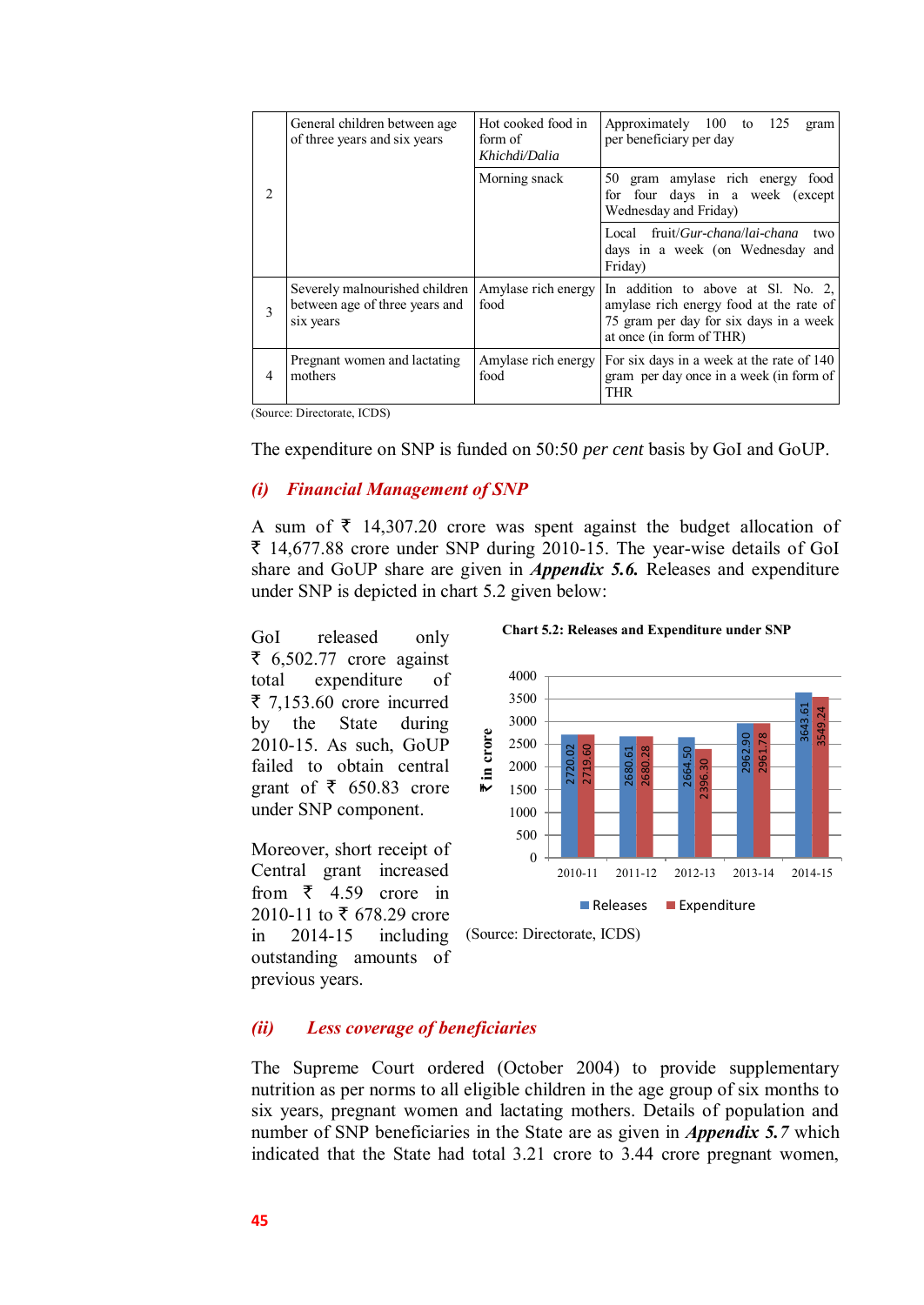| | | | |
|---|---|---|---|
| 2 | General children between age of three years and six years | Hot cooked food in form of *Khichdi/Dalia* | Approximately 100 to 125 gram per beneficiary per day |
| | | Morning snack | 50 gram amylase rich energy food for four days in a week (except Wednesday and Friday) |
| | | | Local fruit/*Gur-chana*/*lai-chana* two days in a week (on Wednesday and Friday) |
| 3 | Severely malnourished children between age of three years and six years | Amylase rich energy food | In addition to above at Sl. No. 2, amylase rich energy food at the rate of 75 gram per day for six days in a week at once (in form of THR) |
| 4 | Pregnant women and lactating mothers | Amylase rich energy food | For six days in a week at the rate of 140 gram per day once in a week (in form of THR |

(Source: Directorate, ICDS)

The expenditure on SNP is funded on 50:50 *per cent* basis by GoI and GoUP.

### *(i) Financial Management of SNP*

A sum of ₹ 14,307.20 crore was spent against the budget allocation of ₹ 14,677.88 crore under SNP during 2010-15. The year-wise details of GoI share and GoUP share are given in ***Appendix 5.6.*** Releases and expenditure under SNP is depicted in chart 5.2 given below:

GoI released only ₹ 6,502.77 crore against total expenditure of ₹ 7,153.60 crore incurred by the State during 2010-15. As such, GoUP failed to obtain central grant of ₹ 650.83 crore under SNP component.

Moreover, short receipt of Central grant increased from ₹ 4.59 crore in 2010-11 to ₹ 678.29 crore in 2014-15 including outstanding amounts of previous years.

**Chart 5.2: Releases and Expenditure under SNP**

₹ in crore

4000
3500
3000
2500
2000
1500
1000
500
0

2010-11: 2720.02, 2719.60
2011-12: 2680.61, 2680.28
2012-13: 2664.50, 2396.30
2013-14: 2962.90, 2961.78
2014-15: 3643.61, 3549.24

Releases
Expenditure

(Source: Directorate, ICDS)

### *(ii) Less coverage of beneficiaries*

The Supreme Court ordered (October 2004) to provide supplementary nutrition as per norms to all eligible children in the age group of six months to six years, pregnant women and lactating mothers. Details of population and number of SNP beneficiaries in the State are as given in ***Appendix 5.7*** which indicated that the State had total 3.21 crore to 3.44 crore pregnant women,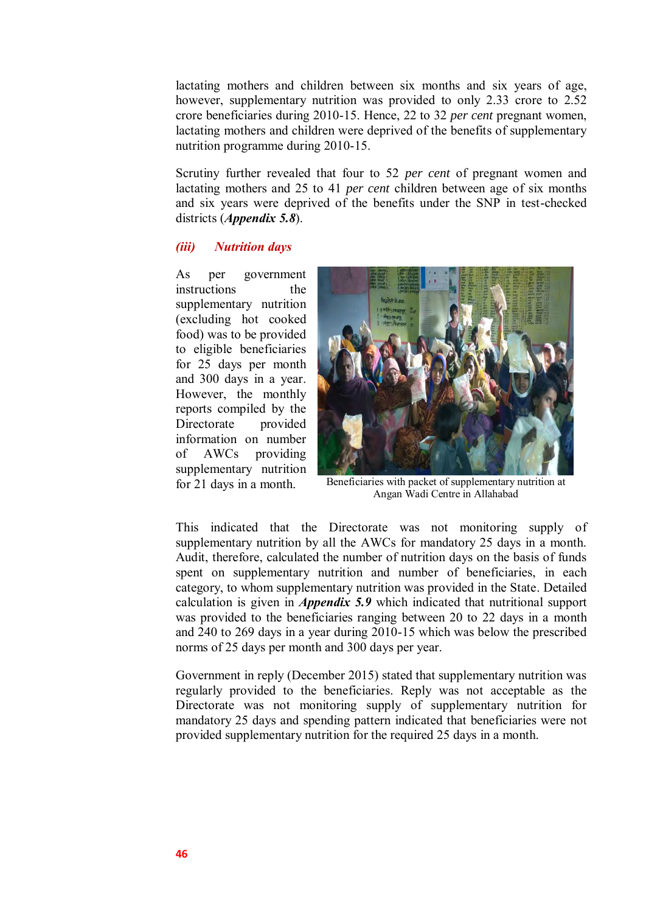lactating mothers and children between six months and six years of age, however, supplementary nutrition was provided to only 2.33 crore to 2.52 crore beneficiaries during 2010-15. Hence, 22 to 32 *per cent* pregnant women, lactating mothers and children were deprived of the benefits of supplementary nutrition programme during 2010-15.

Scrutiny further revealed that four to 52 *per cent* of pregnant women and lactating mothers and 25 to 41 *per cent* children between age of six months and six years were deprived of the benefits under the SNP in test-checked districts (***Appendix 5.8***).

### *(iii) Nutrition days*

As per government instructions the supplementary nutrition (excluding hot cooked food) was to be provided to eligible beneficiaries for 25 days per month and 300 days in a year. However, the monthly reports compiled by the Directorate provided information on number of AWCs providing supplementary nutrition for 21 days in a month.

Beneficiaries with packet of supplementary nutrition at Angan Wadi Centre in Allahabad

This indicated that the Directorate was not monitoring supply of supplementary nutrition by all the AWCs for mandatory 25 days in a month. Audit, therefore, calculated the number of nutrition days on the basis of funds spent on supplementary nutrition and number of beneficiaries, in each category, to whom supplementary nutrition was provided in the State. Detailed calculation is given in ***Appendix 5.9*** which indicated that nutritional support was provided to the beneficiaries ranging between 20 to 22 days in a month and 240 to 269 days in a year during 2010-15 which was below the prescribed norms of 25 days per month and 300 days per year.

Government in reply (December 2015) stated that supplementary nutrition was regularly provided to the beneficiaries. Reply was not acceptable as the Directorate was not monitoring supply of supplementary nutrition for mandatory 25 days and spending pattern indicated that beneficiaries were not provided supplementary nutrition for the required 25 days in a month.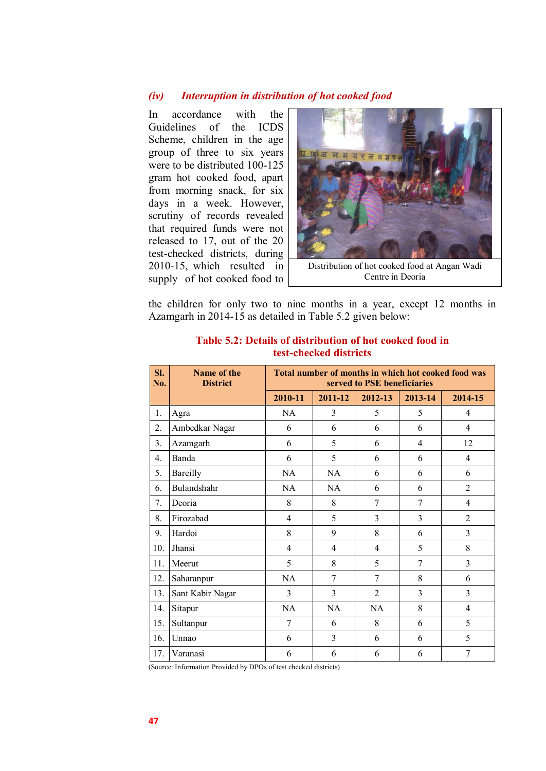### *(iv) Interruption in distribution of hot cooked food*

In accordance with the Guidelines of the ICDS Scheme, children in the age group of three to six years were to be distributed 100-125 gram hot cooked food, apart from morning snack, for six days in a week. However, scrutiny of records revealed that required funds were not released to 17, out of the 20 test-checked districts, during 2010-15, which resulted in supply of hot cooked food to the children for only two to nine months in a year, except 12 months in Azamgarh in 2014-15 as detailed in Table 5.2 given below:

Distribution of hot cooked food at Angan Wadi Centre in Deoria

**Table 5.2: Details of distribution of hot cooked food in test-checked districts**

| Sl. No. | Name of the District | Total number of months in which hot cooked food was served to PSE beneficiaries | | | | |
|---|---|---|---|---|---|---|
| | | 2010-11 | 2011-12 | 2012-13 | 2013-14 | 2014-15 |
| 1. | Agra | NA | 3 | 5 | 5 | 4 |
| 2. | Ambedkar Nagar | 6 | 6 | 6 | 6 | 4 |
| 3. | Azamgarh | 6 | 5 | 6 | 4 | 12 |
| 4. | Banda | 6 | 5 | 6 | 6 | 4 |
| 5. | Bareilly | NA | NA | 6 | 6 | 6 |
| 6. | Bulandshahr | NA | NA | 6 | 6 | 2 |
| 7. | Deoria | 8 | 8 | 7 | 7 | 4 |
| 8. | Firozabad | 4 | 5 | 3 | 3 | 2 |
| 9. | Hardoi | 8 | 9 | 8 | 6 | 3 |
| 10. | Jhansi | 4 | 4 | 4 | 5 | 8 |
| 11. | Meerut | 5 | 8 | 5 | 7 | 3 |
| 12. | Saharanpur | NA | 7 | 7 | 8 | 6 |
| 13. | Sant Kabir Nagar | 3 | 3 | 2 | 3 | 3 |
| 14. | Sitapur | NA | NA | NA | 8 | 4 |
| 15. | Sultanpur | 7 | 6 | 8 | 6 | 5 |
| 16. | Unnao | 6 | 3 | 6 | 6 | 5 |
| 17. | Varanasi | 6 | 6 | 6 | 6 | 7 |

(Source: Information Provided by DPOs of test checked districts)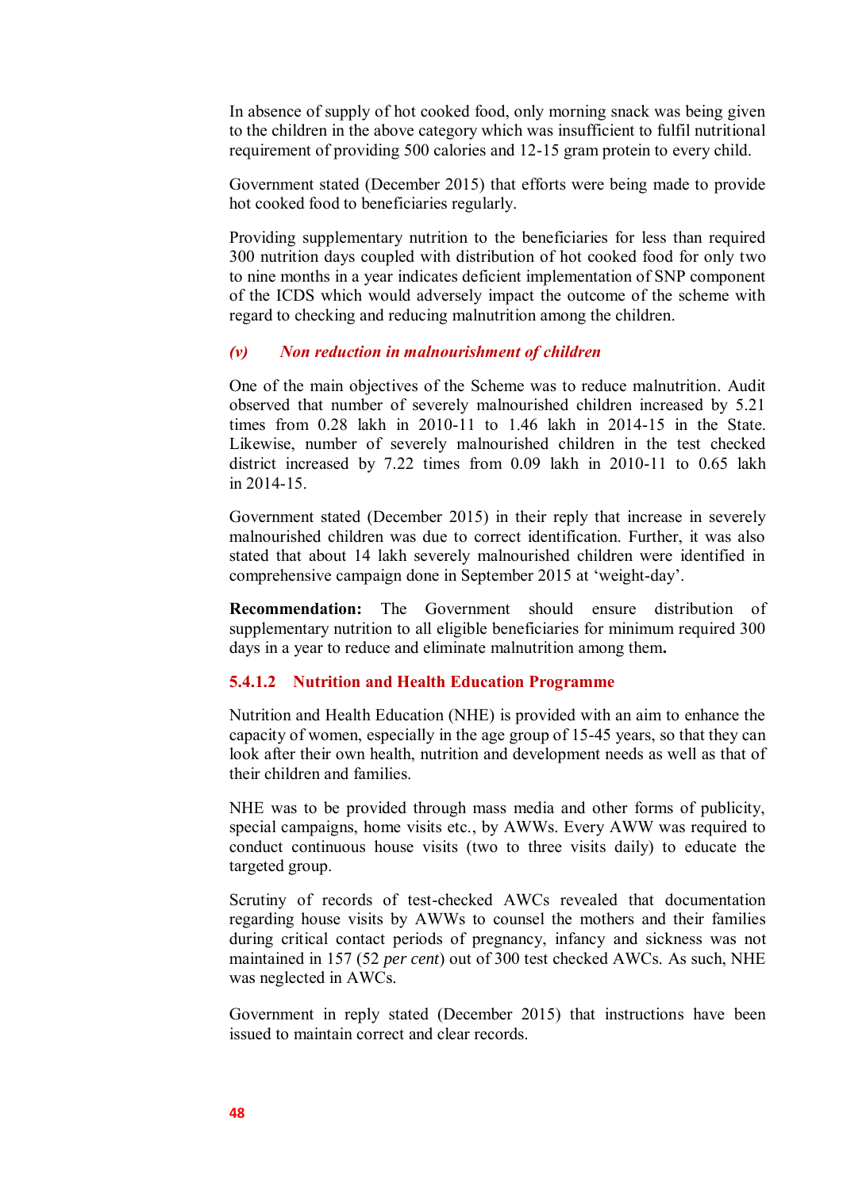In absence of supply of hot cooked food, only morning snack was being given to the children in the above category which was insufficient to fulfil nutritional requirement of providing 500 calories and 12-15 gram protein to every child.

Government stated (December 2015) that efforts were being made to provide hot cooked food to beneficiaries regularly.

Providing supplementary nutrition to the beneficiaries for less than required 300 nutrition days coupled with distribution of hot cooked food for only two to nine months in a year indicates deficient implementation of SNP component of the ICDS which would adversely impact the outcome of the scheme with regard to checking and reducing malnutrition among the children.

#### *(v) Non reduction in malnourishment of children*

One of the main objectives of the Scheme was to reduce malnutrition. Audit observed that number of severely malnourished children increased by 5.21 times from 0.28 lakh in 2010-11 to 1.46 lakh in 2014-15 in the State. Likewise, number of severely malnourished children in the test checked district increased by 7.22 times from 0.09 lakh in 2010-11 to 0.65 lakh in 2014-15.

Government stated (December 2015) in their reply that increase in severely malnourished children was due to correct identification. Further, it was also stated that about 14 lakh severely malnourished children were identified in comprehensive campaign done in September 2015 at 'weight-day'.

**Recommendation:** The Government should ensure distribution of supplementary nutrition to all eligible beneficiaries for minimum required 300 days in a year to reduce and eliminate malnutrition among them**.**

### 5.4.1.2 Nutrition and Health Education Programme

Nutrition and Health Education (NHE) is provided with an aim to enhance the capacity of women, especially in the age group of 15-45 years, so that they can look after their own health, nutrition and development needs as well as that of their children and families.

NHE was to be provided through mass media and other forms of publicity, special campaigns, home visits etc., by AWWs. Every AWW was required to conduct continuous house visits (two to three visits daily) to educate the targeted group.

Scrutiny of records of test-checked AWCs revealed that documentation regarding house visits by AWWs to counsel the mothers and their families during critical contact periods of pregnancy, infancy and sickness was not maintained in 157 (52 *per cent*) out of 300 test checked AWCs. As such, NHE was neglected in AWCs.

Government in reply stated (December 2015) that instructions have been issued to maintain correct and clear records.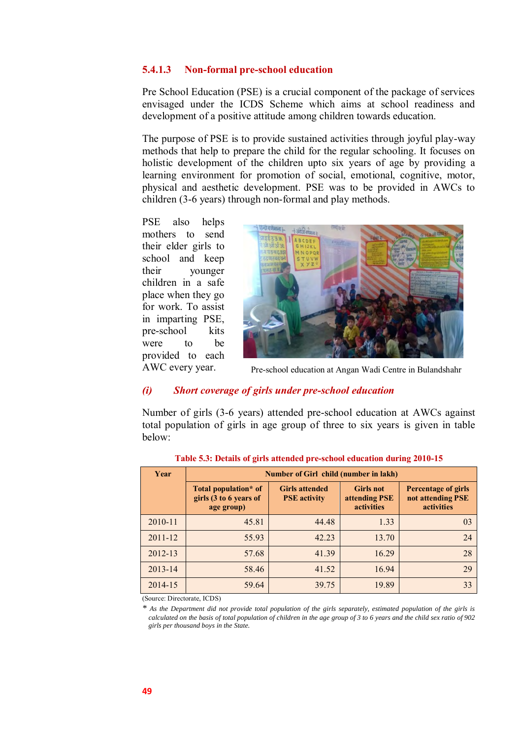### 5.4.1.3 Non-formal pre-school education

Pre School Education (PSE) is a crucial component of the package of services envisaged under the ICDS Scheme which aims at school readiness and development of a positive attitude among children towards education.

The purpose of PSE is to provide sustained activities through joyful play-way methods that help to prepare the child for the regular schooling. It focuses on holistic development of the children upto six years of age by providing a learning environment for promotion of social, emotional, cognitive, motor, physical and aesthetic development. PSE was to be provided in AWCs to children (3-6 years) through non-formal and play methods.

PSE also helps mothers to send their elder girls to school and keep their younger children in a safe place when they go for work. To assist in imparting PSE, pre-school kits were to be provided to each AWC every year.

Pre-school education at Angan Wadi Centre in Bulandshahr

#### *(i) Short coverage of girls under pre-school education*

Number of girls (3-6 years) attended pre-school education at AWCs against total population of girls in age group of three to six years is given in table below:

**Table 5.3: Details of girls attended pre-school education during 2010-15**

| Year | Number of Girl child (number in lakh) | | | |
|---|---|---|---|---|
| | Total population* of girls (3 to 6 years of age group) | Girls attended PSE activity | Girls not attending PSE activities | Percentage of girls not attending PSE activities |
| 2010-11 | 45.81 | 44.48 | 1.33 | 03 |
| 2011-12 | 55.93 | 42.23 | 13.70 | 24 |
| 2012-13 | 57.68 | 41.39 | 16.29 | 28 |
| 2013-14 | 58.46 | 41.52 | 16.94 | 29 |
| 2014-15 | 59.64 | 39.75 | 19.89 | 33 |

(Source: Directorate, ICDS)

\* *As the Department did not provide total population of the girls separately, estimated population of the girls is calculated on the basis of total population of children in the age group of 3 to 6 years and the child sex ratio of 902 girls per thousand boys in the State.*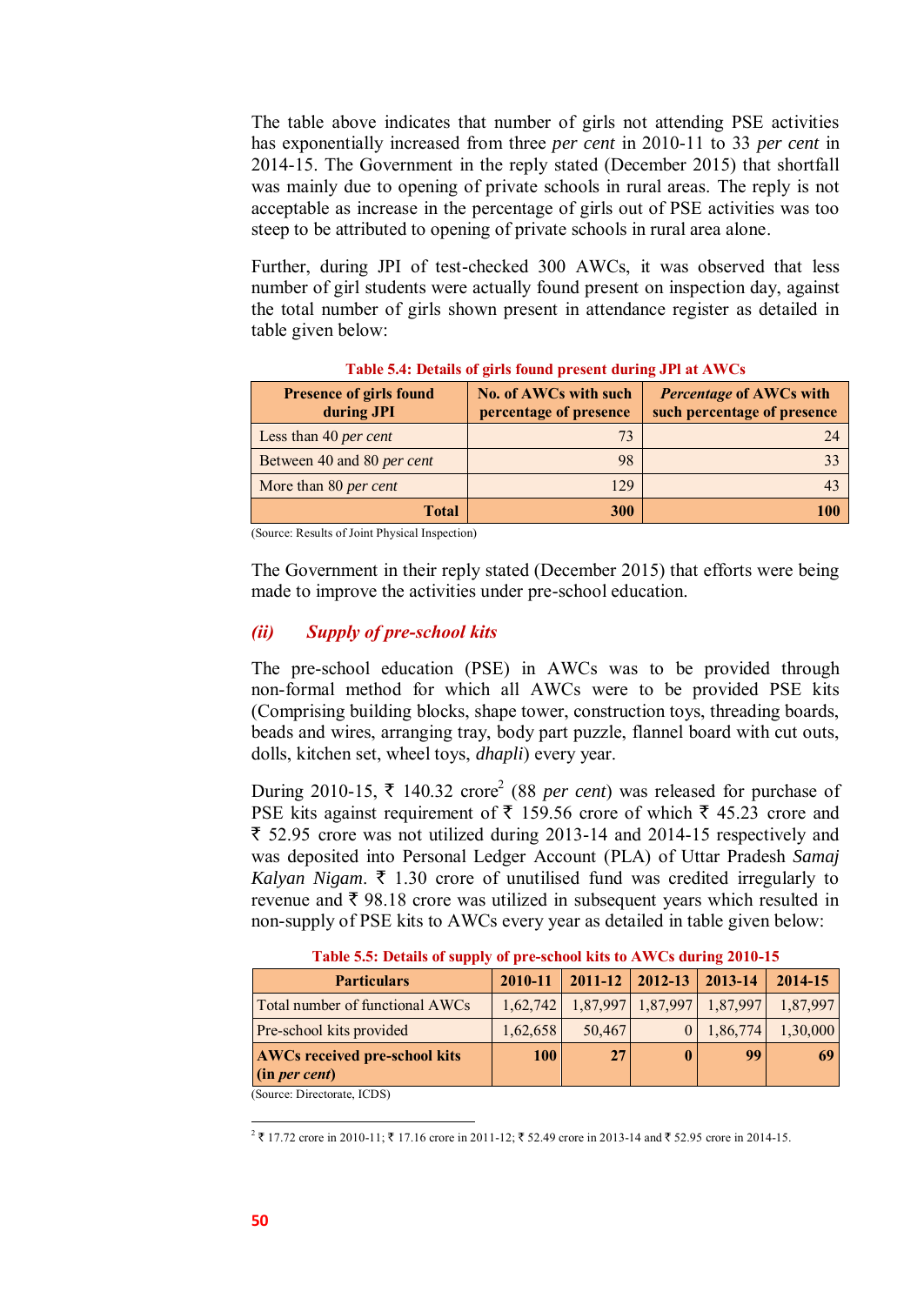The table above indicates that number of girls not attending PSE activities has exponentially increased from three *per cent* in 2010-11 to 33 *per cent* in 2014-15. The Government in the reply stated (December 2015) that shortfall was mainly due to opening of private schools in rural areas. The reply is not acceptable as increase in the percentage of girls out of PSE activities was too steep to be attributed to opening of private schools in rural area alone.

Further, during JPI of test-checked 300 AWCs, it was observed that less number of girl students were actually found present on inspection day, against the total number of girls shown present in attendance register as detailed in table given below:

**Table 5.4: Details of girls found present during JPI at AWCs**

| Presence of girls found during JPI | No. of AWCs with such percentage of presence | *Percentage* of AWCs with such percentage of presence |
|---|---|---|
| Less than 40 *per cent* | 73 | 24 |
| Between 40 and 80 *per cent* | 98 | 33 |
| More than 80 *per cent* | 129 | 43 |
| **Total** | **300** | **100** |

(Source: Results of Joint Physical Inspection)

The Government in their reply stated (December 2015) that efforts were being made to improve the activities under pre-school education.

### *(ii) Supply of pre-school kits*

The pre-school education (PSE) in AWCs was to be provided through non-formal method for which all AWCs were to be provided PSE kits (Comprising building blocks, shape tower, construction toys, threading boards, beads and wires, arranging tray, body part puzzle, flannel board with cut outs, dolls, kitchen set, wheel toys, *dhapli*) every year.

During 2010-15, ₹ 140.32 crore[2] (88 *per cent*) was released for purchase of PSE kits against requirement of ₹ 159.56 crore of which ₹ 45.23 crore and ₹ 52.95 crore was not utilized during 2013-14 and 2014-15 respectively and was deposited into Personal Ledger Account (PLA) of Uttar Pradesh *Samaj Kalyan Nigam*. ₹ 1.30 crore of unutilised fund was credited irregularly to revenue and ₹ 98.18 crore was utilized in subsequent years which resulted in non-supply of PSE kits to AWCs every year as detailed in table given below:

**Table 5.5: Details of supply of pre-school kits to AWCs during 2010-15**

| Particulars | 2010-11 | 2011-12 | 2012-13 | 2013-14 | 2014-15 |
|---|---|---|---|---|---|
| Total number of functional AWCs | 1,62,742 | 1,87,997 | 1,87,997 | 1,87,997 | 1,87,997 |
| Pre-school kits provided | 1,62,658 | 50,467 | 0 | 1,86,774 | 1,30,000 |
| **AWCs received pre-school kits (in *per cent*)** | **100** | **27** | **0** | **99** | **69** |

(Source: Directorate, ICDS)

[2] ₹ 17.72 crore in 2010-11; ₹ 17.16 crore in 2011-12; ₹ 52.49 crore in 2013-14 and ₹ 52.95 crore in 2014-15.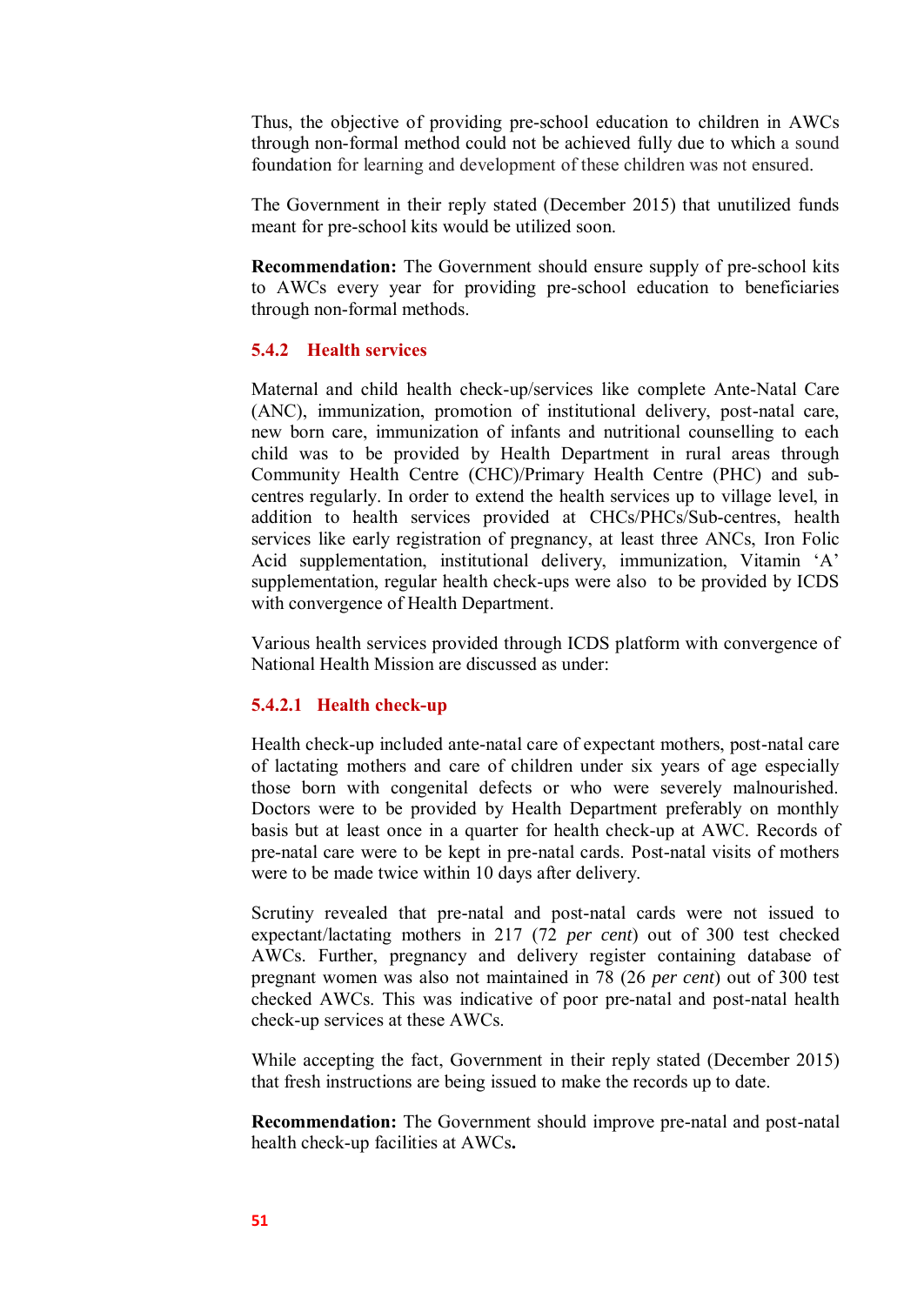Thus, the objective of providing pre-school education to children in AWCs through non-formal method could not be achieved fully due to which a sound foundation for learning and development of these children was not ensured.

The Government in their reply stated (December 2015) that unutilized funds meant for pre-school kits would be utilized soon.

**Recommendation:** The Government should ensure supply of pre-school kits to AWCs every year for providing pre-school education to beneficiaries through non-formal methods.

### 5.4.2 Health services

Maternal and child health check-up/services like complete Ante-Natal Care (ANC), immunization, promotion of institutional delivery, post-natal care, new born care, immunization of infants and nutritional counselling to each child was to be provided by Health Department in rural areas through Community Health Centre (CHC)/Primary Health Centre (PHC) and sub-centres regularly. In order to extend the health services up to village level, in addition to health services provided at CHCs/PHCs/Sub-centres, health services like early registration of pregnancy, at least three ANCs, Iron Folic Acid supplementation, institutional delivery, immunization, Vitamin 'A' supplementation, regular health check-ups were also to be provided by ICDS with convergence of Health Department.

Various health services provided through ICDS platform with convergence of National Health Mission are discussed as under:

#### 5.4.2.1 Health check-up

Health check-up included ante-natal care of expectant mothers, post-natal care of lactating mothers and care of children under six years of age especially those born with congenital defects or who were severely malnourished. Doctors were to be provided by Health Department preferably on monthly basis but at least once in a quarter for health check-up at AWC. Records of pre-natal care were to be kept in pre-natal cards. Post-natal visits of mothers were to be made twice within 10 days after delivery.

Scrutiny revealed that pre-natal and post-natal cards were not issued to expectant/lactating mothers in 217 (72 *per cent*) out of 300 test checked AWCs. Further, pregnancy and delivery register containing database of pregnant women was also not maintained in 78 (26 *per cent*) out of 300 test checked AWCs. This was indicative of poor pre-natal and post-natal health check-up services at these AWCs.

While accepting the fact, Government in their reply stated (December 2015) that fresh instructions are being issued to make the records up to date.

**Recommendation:** The Government should improve pre-natal and post-natal health check-up facilities at AWCs**.**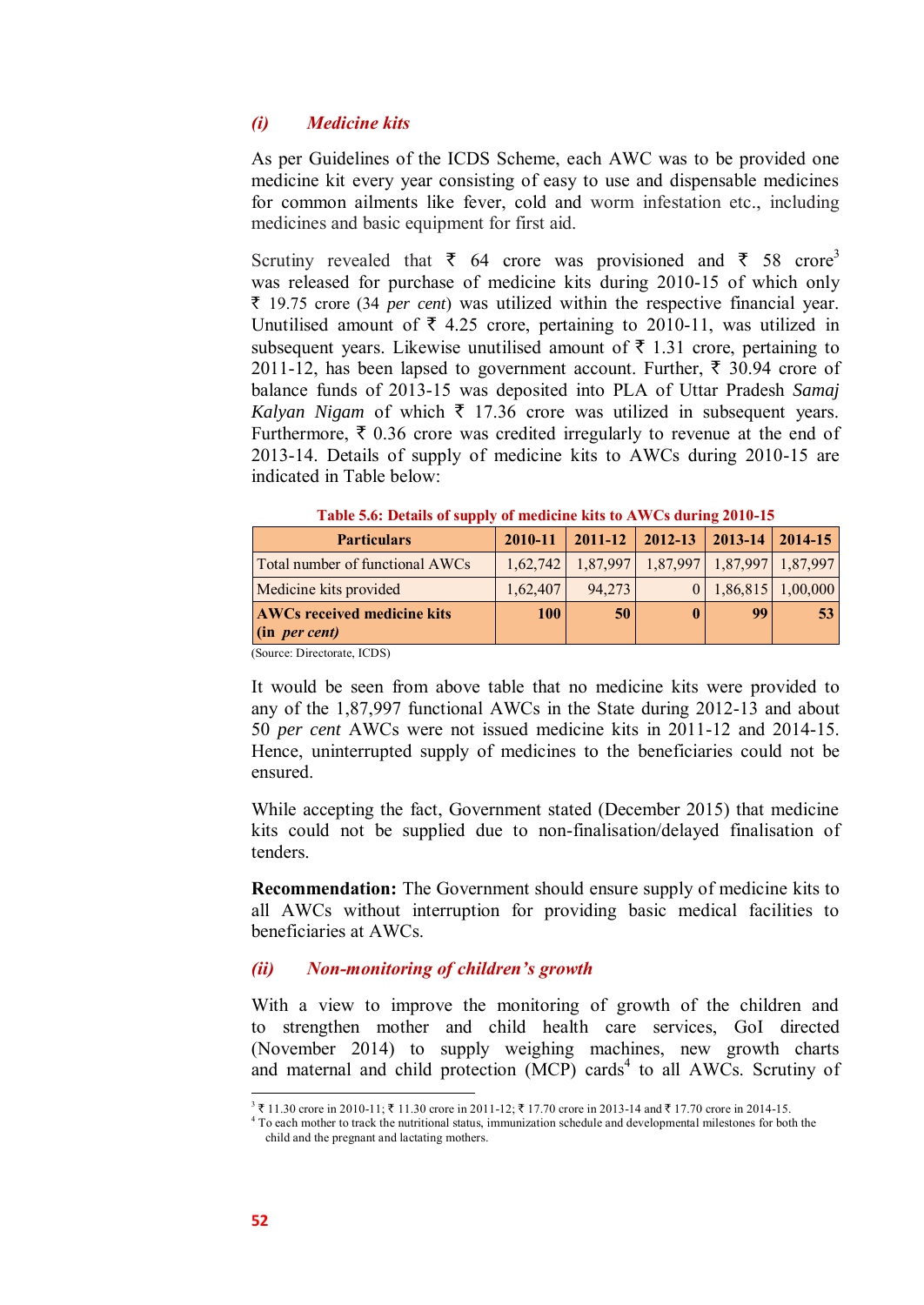### *(i) Medicine kits*

As per Guidelines of the ICDS Scheme, each AWC was to be provided one medicine kit every year consisting of easy to use and dispensable medicines for common ailments like fever, cold and worm infestation etc., including medicines and basic equipment for first aid.

Scrutiny revealed that ₹ 64 crore was provisioned and ₹ 58 crore[3] was released for purchase of medicine kits during 2010-15 of which only ₹ 19.75 crore (34 *per cent*) was utilized within the respective financial year. Unutilised amount of ₹ 4.25 crore, pertaining to 2010-11, was utilized in subsequent years. Likewise unutilised amount of ₹ 1.31 crore, pertaining to 2011-12, has been lapsed to government account. Further, ₹ 30.94 crore of balance funds of 2013-15 was deposited into PLA of Uttar Pradesh *Samaj Kalyan Nigam* of which ₹ 17.36 crore was utilized in subsequent years. Furthermore, ₹ 0.36 crore was credited irregularly to revenue at the end of 2013-14. Details of supply of medicine kits to AWCs during 2010-15 are indicated in Table below:

**Table 5.6: Details of supply of medicine kits to AWCs during 2010-15**

| Particulars | 2010-11 | 2011-12 | 2012-13 | 2013-14 | 2014-15 |
|---|---|---|---|---|---|
| Total number of functional AWCs | 1,62,742 | 1,87,997 | 1,87,997 | 1,87,997 | 1,87,997 |
| Medicine kits provided | 1,62,407 | 94,273 | 0 | 1,86,815 | 1,00,000 |
| **AWCs received medicine kits (in *per cent*)** | **100** | **50** | **0** | **99** | **53** |

(Source: Directorate, ICDS)

It would be seen from above table that no medicine kits were provided to any of the 1,87,997 functional AWCs in the State during 2012-13 and about 50 *per cent* AWCs were not issued medicine kits in 2011-12 and 2014-15. Hence, uninterrupted supply of medicines to the beneficiaries could not be ensured.

While accepting the fact, Government stated (December 2015) that medicine kits could not be supplied due to non-finalisation/delayed finalisation of tenders.

**Recommendation:** The Government should ensure supply of medicine kits to all AWCs without interruption for providing basic medical facilities to beneficiaries at AWCs.

### *(ii) Non-monitoring of children's growth*

With a view to improve the monitoring of growth of the children and to strengthen mother and child health care services, GoI directed (November 2014) to supply weighing machines, new growth charts and maternal and child protection (MCP) cards[4] to all AWCs. Scrutiny of

---

[3] ₹ 11.30 crore in 2010-11; ₹ 11.30 crore in 2011-12; ₹ 17.70 crore in 2013-14 and ₹ 17.70 crore in 2014-15.

[4] To each mother to track the nutritional status, immunization schedule and developmental milestones for both the child and the pregnant and lactating mothers.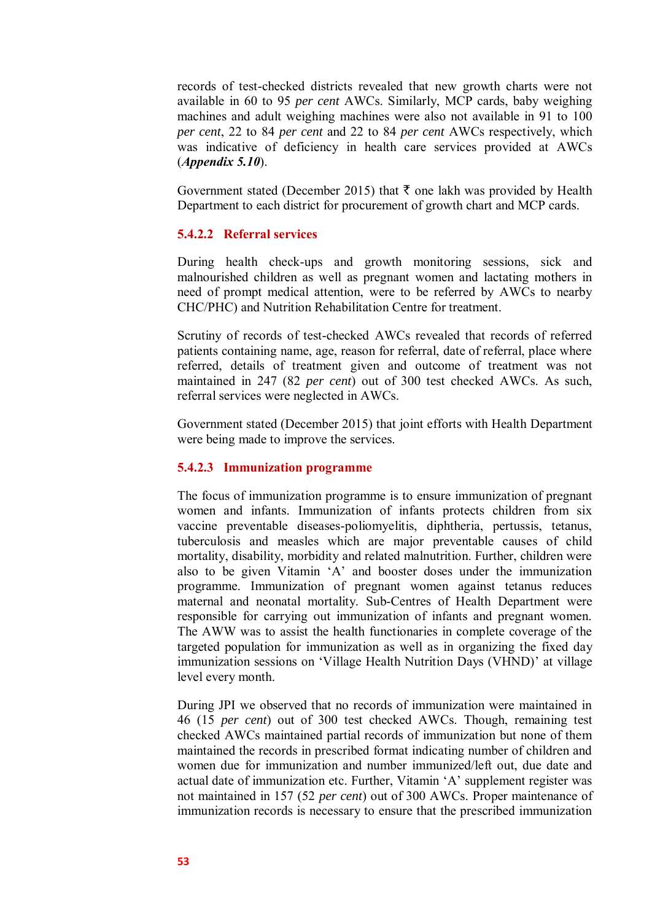records of test-checked districts revealed that new growth charts were not available in 60 to 95 *per cent* AWCs. Similarly, MCP cards, baby weighing machines and adult weighing machines were also not available in 91 to 100 *per cent*, 22 to 84 *per cent* and 22 to 84 *per cent* AWCs respectively, which was indicative of deficiency in health care services provided at AWCs (***Appendix 5.10***).

Government stated (December 2015) that ₹ one lakh was provided by Health Department to each district for procurement of growth chart and MCP cards.

#### 5.4.2.2 Referral services

During health check-ups and growth monitoring sessions, sick and malnourished children as well as pregnant women and lactating mothers in need of prompt medical attention, were to be referred by AWCs to nearby CHC/PHC) and Nutrition Rehabilitation Centre for treatment.

Scrutiny of records of test-checked AWCs revealed that records of referred patients containing name, age, reason for referral, date of referral, place where referred, details of treatment given and outcome of treatment was not maintained in 247 (82 *per cent*) out of 300 test checked AWCs. As such, referral services were neglected in AWCs.

Government stated (December 2015) that joint efforts with Health Department were being made to improve the services.

#### 5.4.2.3 Immunization programme

The focus of immunization programme is to ensure immunization of pregnant women and infants. Immunization of infants protects children from six vaccine preventable diseases-poliomyelitis, diphtheria, pertussis, tetanus, tuberculosis and measles which are major preventable causes of child mortality, disability, morbidity and related malnutrition. Further, children were also to be given Vitamin 'A' and booster doses under the immunization programme. Immunization of pregnant women against tetanus reduces maternal and neonatal mortality. Sub-Centres of Health Department were responsible for carrying out immunization of infants and pregnant women. The AWW was to assist the health functionaries in complete coverage of the targeted population for immunization as well as in organizing the fixed day immunization sessions on 'Village Health Nutrition Days (VHND)' at village level every month.

During JPI we observed that no records of immunization were maintained in 46 (15 *per cent*) out of 300 test checked AWCs. Though, remaining test checked AWCs maintained partial records of immunization but none of them maintained the records in prescribed format indicating number of children and women due for immunization and number immunized/left out, due date and actual date of immunization etc. Further, Vitamin 'A' supplement register was not maintained in 157 (52 *per cent*) out of 300 AWCs. Proper maintenance of immunization records is necessary to ensure that the prescribed immunization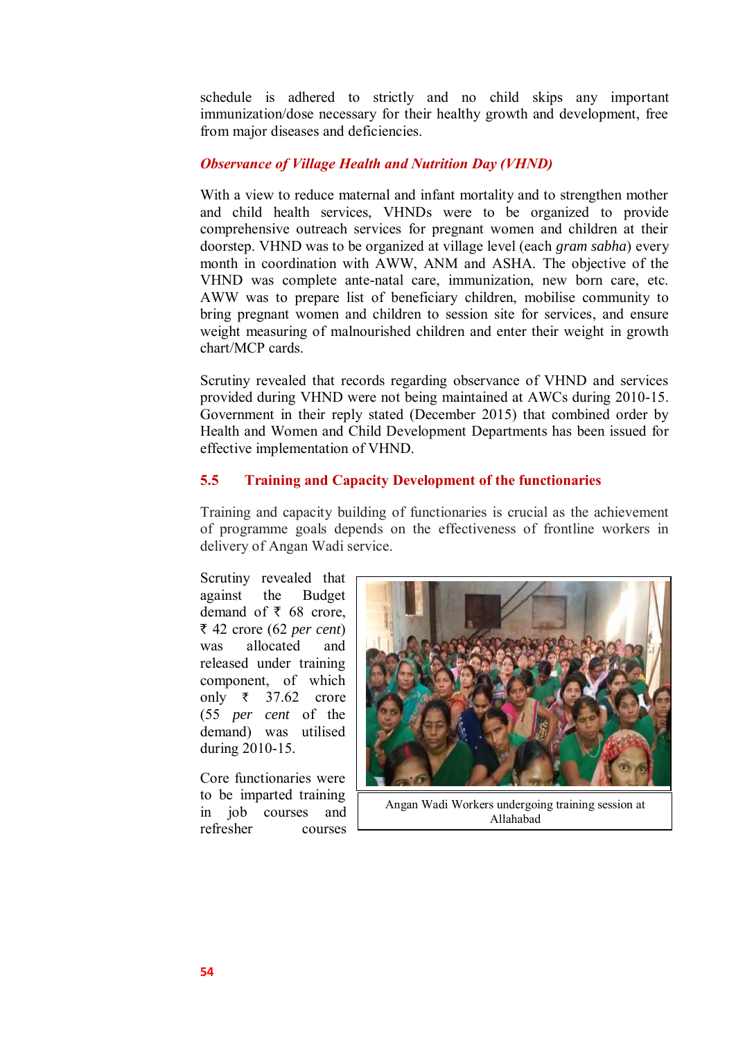schedule is adhered to strictly and no child skips any important immunization/dose necessary for their healthy growth and development, free from major diseases and deficiencies.

***Observance of Village Health and Nutrition Day (VHND)***

With a view to reduce maternal and infant mortality and to strengthen mother and child health services, VHNDs were to be organized to provide comprehensive outreach services for pregnant women and children at their doorstep. VHND was to be organized at village level (each *gram sabha*) every month in coordination with AWW, ANM and ASHA. The objective of the VHND was complete ante-natal care, immunization, new born care, etc. AWW was to prepare list of beneficiary children, mobilise community to bring pregnant women and children to session site for services, and ensure weight measuring of malnourished children and enter their weight in growth chart/MCP cards.

Scrutiny revealed that records regarding observance of VHND and services provided during VHND were not being maintained at AWCs during 2010-15. Government in their reply stated (December 2015) that combined order by Health and Women and Child Development Departments has been issued for effective implementation of VHND.

## 5.5 Training and Capacity Development of the functionaries

Training and capacity building of functionaries is crucial as the achievement of programme goals depends on the effectiveness of frontline workers in delivery of Angan Wadi service.

Scrutiny revealed that against the Budget demand of ₹ 68 crore, ₹ 42 crore (62 *per cent*) was allocated and released under training component, of which only ₹ 37.62 crore (55 *per cent* of the demand) was utilised during 2010-15.

Angan Wadi Workers undergoing training session at Allahabad

Core functionaries were to be imparted training in job courses and refresher courses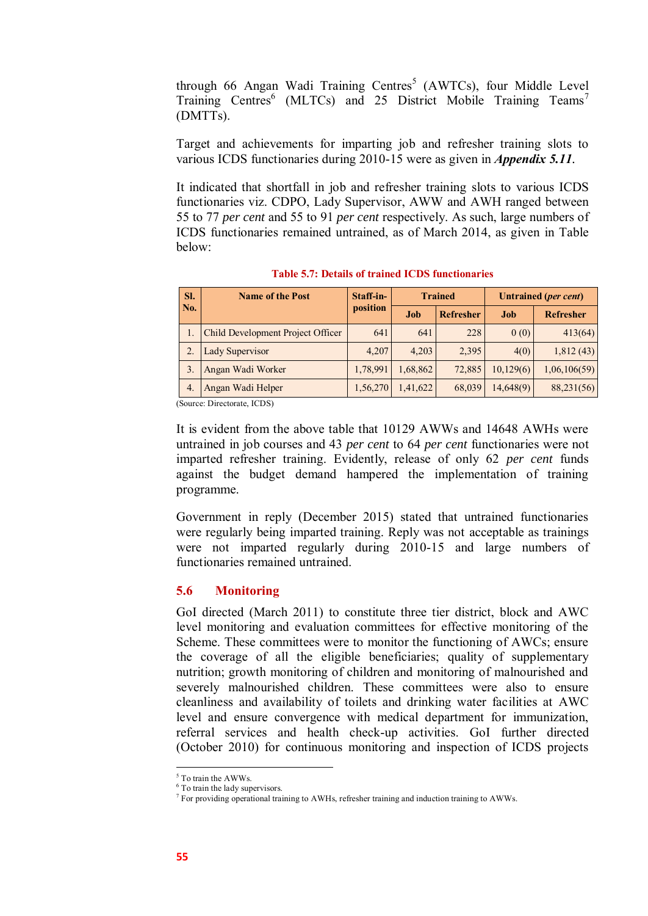through 66 Angan Wadi Training Centres[5] (AWTCs), four Middle Level Training Centres[6] (MLTCs) and 25 District Mobile Training Teams[7] (DMTTs).

Target and achievements for imparting job and refresher training slots to various ICDS functionaries during 2010-15 were as given in ***Appendix 5.11***.

It indicated that shortfall in job and refresher training slots to various ICDS functionaries viz. CDPO, Lady Supervisor, AWW and AWH ranged between 55 to 77 *per cent* and 55 to 91 *per cent* respectively. As such, large numbers of ICDS functionaries remained untrained, as of March 2014, as given in Table below:

**Table 5.7: Details of trained ICDS functionaries**

| Sl. No. | Name of the Post | Staff-in-position | Trained | | Untrained (*per cent*) | |
|---|---|---|---|---|---|---|
| | | | Job | Refresher | Job | Refresher |
| 1. | Child Development Project Officer | 641 | 641 | 228 | 0 (0) | 413(64) |
| 2. | Lady Supervisor | 4,207 | 4,203 | 2,395 | 4(0) | 1,812 (43) |
| 3. | Angan Wadi Worker | 1,78,991 | 1,68,862 | 72,885 | 10,129(6) | 1,06,106(59) |
| 4. | Angan Wadi Helper | 1,56,270 | 1,41,622 | 68,039 | 14,648(9) | 88,231(56) |

(Source: Directorate, ICDS)

It is evident from the above table that 10129 AWWs and 14648 AWHs were untrained in job courses and 43 *per cent* to 64 *per cent* functionaries were not imparted refresher training. Evidently, release of only 62 *per cent* funds against the budget demand hampered the implementation of training programme.

Government in reply (December 2015) stated that untrained functionaries were regularly being imparted training. Reply was not acceptable as trainings were not imparted regularly during 2010-15 and large numbers of functionaries remained untrained.

## 5.6 Monitoring

GoI directed (March 2011) to constitute three tier district, block and AWC level monitoring and evaluation committees for effective monitoring of the Scheme. These committees were to monitor the functioning of AWCs; ensure the coverage of all the eligible beneficiaries; quality of supplementary nutrition; growth monitoring of children and monitoring of malnourished and severely malnourished children. These committees were also to ensure cleanliness and availability of toilets and drinking water facilities at AWC level and ensure convergence with medical department for immunization, referral services and health check-up activities. GoI further directed (October 2010) for continuous monitoring and inspection of ICDS projects

---

[5] To train the AWWs.
[6] To train the lady supervisors.
[7] For providing operational training to AWHs, refresher training and induction training to AWWs.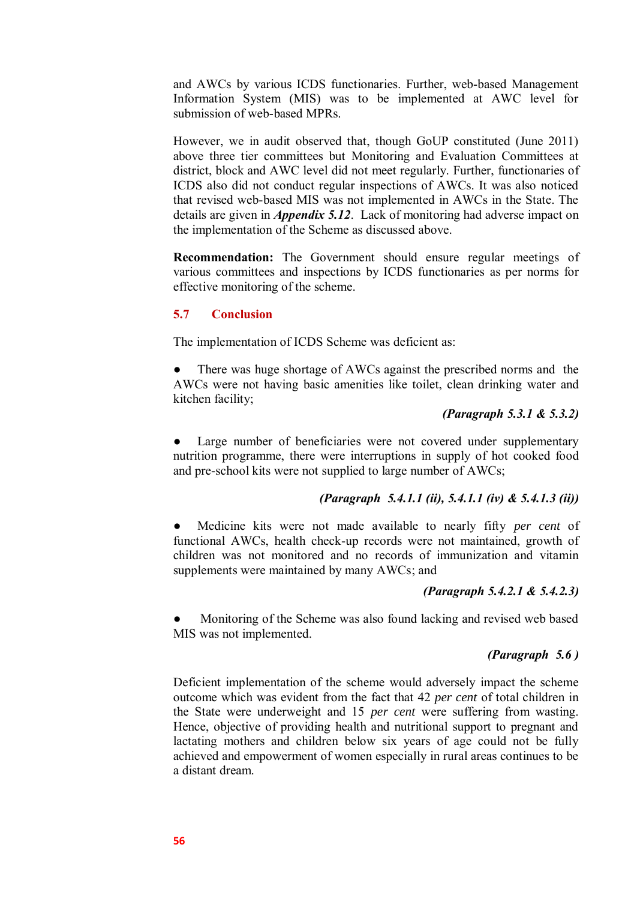and AWCs by various ICDS functionaries. Further, web-based Management Information System (MIS) was to be implemented at AWC level for submission of web-based MPRs.

However, we in audit observed that, though GoUP constituted (June 2011) above three tier committees but Monitoring and Evaluation Committees at district, block and AWC level did not meet regularly. Further, functionaries of ICDS also did not conduct regular inspections of AWCs. It was also noticed that revised web-based MIS was not implemented in AWCs in the State. The details are given in ***Appendix 5.12***. Lack of monitoring had adverse impact on the implementation of the Scheme as discussed above.

**Recommendation:** The Government should ensure regular meetings of various committees and inspections by ICDS functionaries as per norms for effective monitoring of the scheme.

## 5.7 Conclusion

The implementation of ICDS Scheme was deficient as:

- There was huge shortage of AWCs against the prescribed norms and the AWCs were not having basic amenities like toilet, clean drinking water and kitchen facility;

*(Paragraph 5.3.1 & 5.3.2)*

- Large number of beneficiaries were not covered under supplementary nutrition programme, there were interruptions in supply of hot cooked food and pre-school kits were not supplied to large number of AWCs;

*(Paragraph 5.4.1.1 (ii), 5.4.1.1 (iv) & 5.4.1.3 (ii))*

- Medicine kits were not made available to nearly fifty *per cent* of functional AWCs, health check-up records were not maintained, growth of children was not monitored and no records of immunization and vitamin supplements were maintained by many AWCs; and

*(Paragraph 5.4.2.1 & 5.4.2.3)*

- Monitoring of the Scheme was also found lacking and revised web based MIS was not implemented.

*(Paragraph 5.6 )*

Deficient implementation of the scheme would adversely impact the scheme outcome which was evident from the fact that 42 *per cent* of total children in the State were underweight and 15 *per cent* were suffering from wasting. Hence, objective of providing health and nutritional support to pregnant and lactating mothers and children below six years of age could not be fully achieved and empowerment of women especially in rural areas continues to be a distant dream.